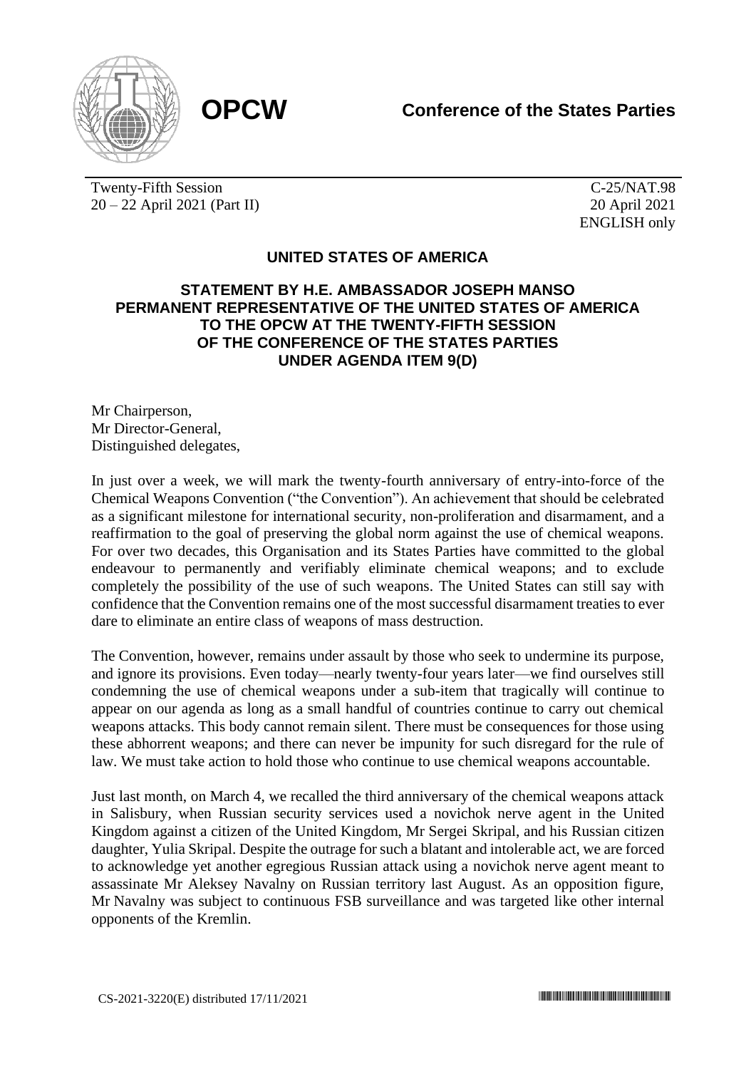**OPCW**

**Conference of the States Parties**

Twenty-Fifth Session
20 – 22 April 2021 (Part II)

C-25/NAT.98
20 April 2021
ENGLISH only

## UNITED STATES OF AMERICA

### STATEMENT BY H.E. AMBASSADOR JOSEPH MANSO PERMANENT REPRESENTATIVE OF THE UNITED STATES OF AMERICA TO THE OPCW AT THE TWENTY-FIFTH SESSION OF THE CONFERENCE OF THE STATES PARTIES UNDER AGENDA ITEM 9(D)

Mr Chairperson,
Mr Director-General,
Distinguished delegates,

In just over a week, we will mark the twenty-fourth anniversary of entry-into-force of the Chemical Weapons Convention ("the Convention"). An achievement that should be celebrated as a significant milestone for international security, non-proliferation and disarmament, and a reaffirmation to the goal of preserving the global norm against the use of chemical weapons. For over two decades, this Organisation and its States Parties have committed to the global endeavour to permanently and verifiably eliminate chemical weapons; and to exclude completely the possibility of the use of such weapons. The United States can still say with confidence that the Convention remains one of the most successful disarmament treaties to ever dare to eliminate an entire class of weapons of mass destruction.

The Convention, however, remains under assault by those who seek to undermine its purpose, and ignore its provisions. Even today—nearly twenty-four years later—we find ourselves still condemning the use of chemical weapons under a sub-item that tragically will continue to appear on our agenda as long as a small handful of countries continue to carry out chemical weapons attacks. This body cannot remain silent. There must be consequences for those using these abhorrent weapons; and there can never be impunity for such disregard for the rule of law. We must take action to hold those who continue to use chemical weapons accountable.

Just last month, on March 4, we recalled the third anniversary of the chemical weapons attack in Salisbury, when Russian security services used a novichok nerve agent in the United Kingdom against a citizen of the United Kingdom, Mr Sergei Skripal, and his Russian citizen daughter, Yulia Skripal. Despite the outrage for such a blatant and intolerable act, we are forced to acknowledge yet another egregious Russian attack using a novichok nerve agent meant to assassinate Mr Aleksey Navalny on Russian territory last August. As an opposition figure, Mr Navalny was subject to continuous FSB surveillance and was targeted like other internal opponents of the Kremlin.

CS-2021-3220(E) distributed 17/11/2021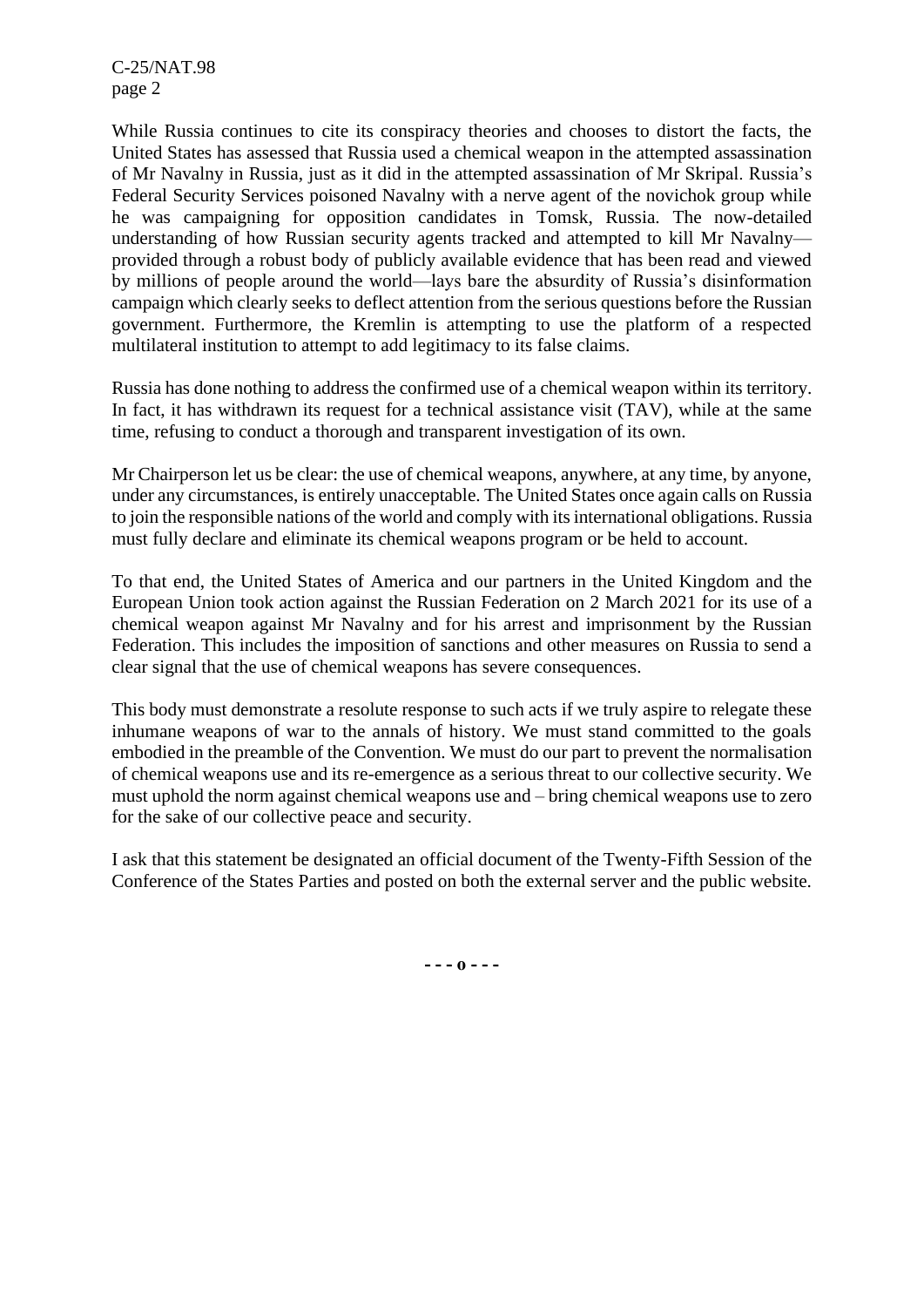While Russia continues to cite its conspiracy theories and chooses to distort the facts, the United States has assessed that Russia used a chemical weapon in the attempted assassination of Mr Navalny in Russia, just as it did in the attempted assassination of Mr Skripal. Russia's Federal Security Services poisoned Navalny with a nerve agent of the novichok group while he was campaigning for opposition candidates in Tomsk, Russia. The now-detailed understanding of how Russian security agents tracked and attempted to kill Mr Navalny—provided through a robust body of publicly available evidence that has been read and viewed by millions of people around the world—lays bare the absurdity of Russia's disinformation campaign which clearly seeks to deflect attention from the serious questions before the Russian government. Furthermore, the Kremlin is attempting to use the platform of a respected multilateral institution to attempt to add legitimacy to its false claims.

Russia has done nothing to address the confirmed use of a chemical weapon within its territory. In fact, it has withdrawn its request for a technical assistance visit (TAV), while at the same time, refusing to conduct a thorough and transparent investigation of its own.

Mr Chairperson let us be clear: the use of chemical weapons, anywhere, at any time, by anyone, under any circumstances, is entirely unacceptable. The United States once again calls on Russia to join the responsible nations of the world and comply with its international obligations. Russia must fully declare and eliminate its chemical weapons program or be held to account.

To that end, the United States of America and our partners in the United Kingdom and the European Union took action against the Russian Federation on 2 March 2021 for its use of a chemical weapon against Mr Navalny and for his arrest and imprisonment by the Russian Federation. This includes the imposition of sanctions and other measures on Russia to send a clear signal that the use of chemical weapons has severe consequences.

This body must demonstrate a resolute response to such acts if we truly aspire to relegate these inhumane weapons of war to the annals of history. We must stand committed to the goals embodied in the preamble of the Convention. We must do our part to prevent the normalisation of chemical weapons use and its re-emergence as a serious threat to our collective security. We must uphold the norm against chemical weapons use and – bring chemical weapons use to zero for the sake of our collective peace and security.

I ask that this statement be designated an official document of the Twenty-Fifth Session of the Conference of the States Parties and posted on both the external server and the public website.

**- - - o - - -**